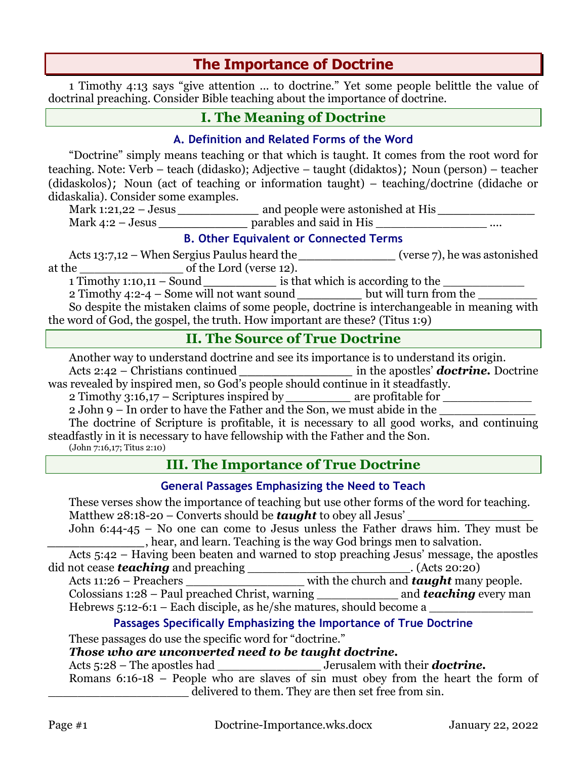# The Importance of Doctrine

1 Timothy 4:13 says "give attention … to doctrine." Yet some people belittle the value of doctrinal preaching. Consider Bible teaching about the importance of doctrine.

## I. The Meaning of Doctrine

### A. Definition and Related Forms of the Word

"Doctrine" simply means teaching or that which is taught. It comes from the root word for teaching. Note: Verb – teach (didasko); Adjective – taught (didaktos); Noun (person) – teacher (didaskolos); Noun (act of teaching or information taught) – teaching/doctrine (didache or didaskalia). Consider some examples.

Mark 1:21,22 – Jesus ___________ and people were astonished at His _____________

Mark 4:2 – Jesus ____________ parables and said in His _______________ ....

### B. Other Equivalent or Connected Terms

Acts 13:7,12 – When Sergius Paulus heard the _____________ (verse 7), he was astonished at the ______________ of the Lord (verse 12).

1 Timothy 1:10,11 – Sound __________ is that which is according to the ___________

2 Timothy 4:2-4 – Some will not want sound _________ but will turn from the ________

So despite the mistaken claims of some people, doctrine is interchangeable in meaning with the word of God, the gospel, the truth. How important are these? (Titus 1:9)

## II. The Source of True Doctrine

Another way to understand doctrine and see its importance is to understand its origin.

Acts 2:42 – Christians continued _______________ in the apostles' ***doctrine.*** Doctrine was revealed by inspired men, so God's people should continue in it steadfastly.

2 Timothy 3:16,17 – Scriptures inspired by _________ are profitable for ____________

2 John 9 – In order to have the Father and the Son, we must abide in the _____________

The doctrine of Scripture is profitable, it is necessary to all good works, and continuing steadfastly in it is necessary to have fellowship with the Father and the Son.

(John 7:16,17; Titus 2:10)

## III. The Importance of True Doctrine

### General Passages Emphasizing the Need to Teach

These verses show the importance of teaching but use other forms of the word for teaching.

Matthew 28:18-20 – Converts should be ***taught*** to obey all Jesus' _________________

John 6:44-45 – No one can come to Jesus unless the Father draws him. They must be ______________, hear, and learn. Teaching is the way God brings men to salvation.

Acts 5:42 – Having been beaten and warned to stop preaching Jesus' message, the apostles did not cease ***teaching*** and preaching _______________________. (Acts 20:20)

Acts 11:26 – Preachers ________________ with the church and ***taught*** many people.

Colossians 1:28 – Paul preached Christ, warning ___________ and ***teaching*** every man

Hebrews 5:12-6:1 – Each disciple, as he/she matures, should become a ______________

### Passages Specifically Emphasizing the Importance of True Doctrine

These passages do use the specific word for "doctrine."

***Those who are unconverted need to be taught doctrine.***

Acts 5:28 – The apostles had ______________ Jerusalem with their ***doctrine.***

Romans 6:16-18 – People who are slaves of sin must obey from the heart the form of ___________________ delivered to them. They are then set free from sin.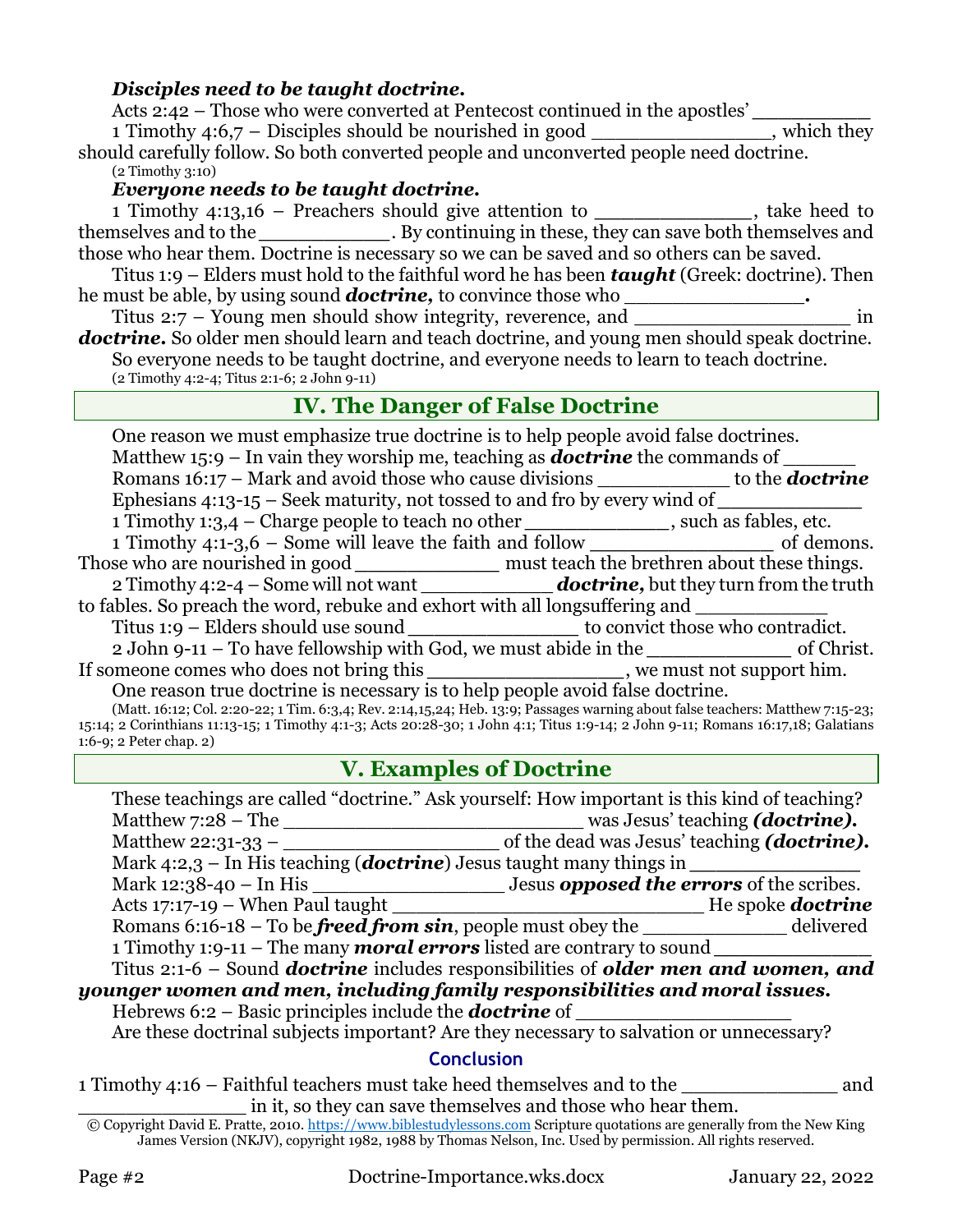***Disciples need to be taught doctrine.***

Acts 2:42 – Those who were converted at Pentecost continued in the apostles' __________

1 Timothy 4:6,7 – Disciples should be nourished in good _______________, which they should carefully follow. So both converted people and unconverted people need doctrine.

(2 Timothy 3:10)

***Everyone needs to be taught doctrine.***

1 Timothy 4:13,16 – Preachers should give attention to _____________, take heed to themselves and to the ___________. By continuing in these, they can save both themselves and those who hear them. Doctrine is necessary so we can be saved and so others can be saved.

Titus 1:9 – Elders must hold to the faithful word he has been ***taught*** (Greek: doctrine). Then he must be able, by using sound ***doctrine,*** to convince those who _______________**.**

Titus 2:7 – Young men should show integrity, reverence, and __________________ in ***doctrine.*** So older men should learn and teach doctrine, and young men should speak doctrine.

So everyone needs to be taught doctrine, and everyone needs to learn to teach doctrine.

(2 Timothy 4:2-4; Titus 2:1-6; 2 John 9-11)

## IV. The Danger of False Doctrine

One reason we must emphasize true doctrine is to help people avoid false doctrines.

Matthew 15:9 – In vain they worship me, teaching as ***doctrine*** the commands of ______

Romans 16:17 – Mark and avoid those who cause divisions ___________ to the ***doctrine***

Ephesians 4:13-15 – Seek maturity, not tossed to and fro by every wind of ____________

1 Timothy 1:3,4 – Charge people to teach no other ____________, such as fables, etc.

1 Timothy 4:1-3,6 – Some will leave the faith and follow _______________ of demons. Those who are nourished in good ____________ must teach the brethren about these things.

2 Timothy 4:2-4 – Some will not want ___________ ***doctrine,*** but they turn from the truth to fables. So preach the word, rebuke and exhort with all longsuffering and ___________

Titus 1:9 – Elders should use sound ______________ to convict those who contradict.

2 John 9-11 – To have fellowship with God, we must abide in the ____________ of Christ. If someone comes who does not bring this ________________, we must not support him.

One reason true doctrine is necessary is to help people avoid false doctrine.

(Matt. 16:12; Col. 2:20-22; 1 Tim. 6:3,4; Rev. 2:14,15,24; Heb. 13:9; Passages warning about false teachers: Matthew 7:15-23; 15:14; 2 Corinthians 11:13-15; 1 Timothy 4:1-3; Acts 20:28-30; 1 John 4:1; Titus 1:9-14; 2 John 9-11; Romans 16:17,18; Galatians 1:6-9; 2 Peter chap. 2)

## V. Examples of Doctrine

These teachings are called "doctrine." Ask yourself: How important is this kind of teaching?

Matthew 7:28 – The ________________________ was Jesus' teaching ***(doctrine).***

Matthew 22:31-33 – __________________ of the dead was Jesus' teaching ***(doctrine).***

Mark 4:2,3 – In His teaching (***doctrine***) Jesus taught many things in ______________

Mark 12:38-40 – In His ________________ Jesus ***opposed the errors*** of the scribes.

Acts 17:17-19 – When Paul taught ___________________________ He spoke ***doctrine***

Romans 6:16-18 – To be ***freed from sin***, people must obey the ____________ delivered

1 Timothy 1:9-11 – The many ***moral errors*** listed are contrary to sound _____________

Titus 2:1-6 – Sound ***doctrine*** includes responsibilities of ***older men and women, and younger women and men, including family responsibilities and moral issues.***

Hebrews 6:2 – Basic principles include the ***doctrine*** of _________________

Are these doctrinal subjects important? Are they necessary to salvation or unnecessary?

### Conclusion

1 Timothy 4:16 – Faithful teachers must take heed themselves and to the _____________ and ______________ in it, so they can save themselves and those who hear them.

© Copyright David E. Pratte, 2010. https://www.biblestudylessons.com Scripture quotations are generally from the New King James Version (NKJV), copyright 1982, 1988 by Thomas Nelson, Inc. Used by permission. All rights reserved.